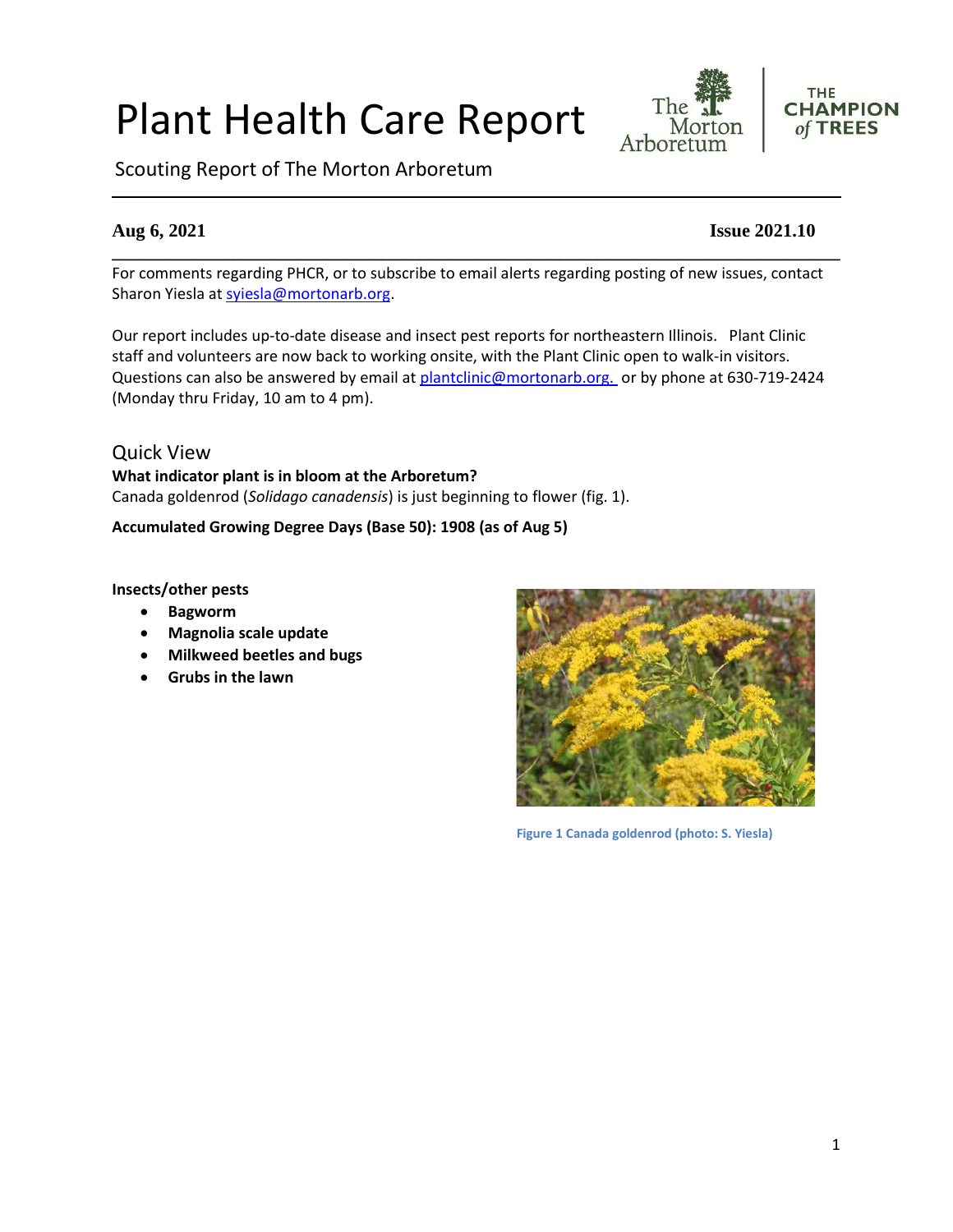# Plant Health Care Report

Scouting Report of The Morton Arboretum

**Aug 6, 2021** **Issue 2021.10**

For comments regarding PHCR, or to subscribe to email alerts regarding posting of new issues, contact Sharon Yiesla at syiesla@mortonarb.org.

Our report includes up-to-date disease and insect pest reports for northeastern Illinois. Plant Clinic staff and volunteers are now back to working onsite, with the Plant Clinic open to walk-in visitors. Questions can also be answered by email at plantclinic@mortonarb.org. or by phone at 630-719-2424 (Monday thru Friday, 10 am to 4 pm).

## Quick View

**What indicator plant is in bloom at the Arboretum?**

Canada goldenrod (*Solidago canadensis*) is just beginning to flower (fig. 1).

**Accumulated Growing Degree Days (Base 50): 1908 (as of Aug 5)**

**Insects/other pests**

- **Bagworm**
- **Magnolia scale update**
- **Milkweed beetles and bugs**
- **Grubs in the lawn**

Figure 1 Canada goldenrod (photo: S. Yiesla)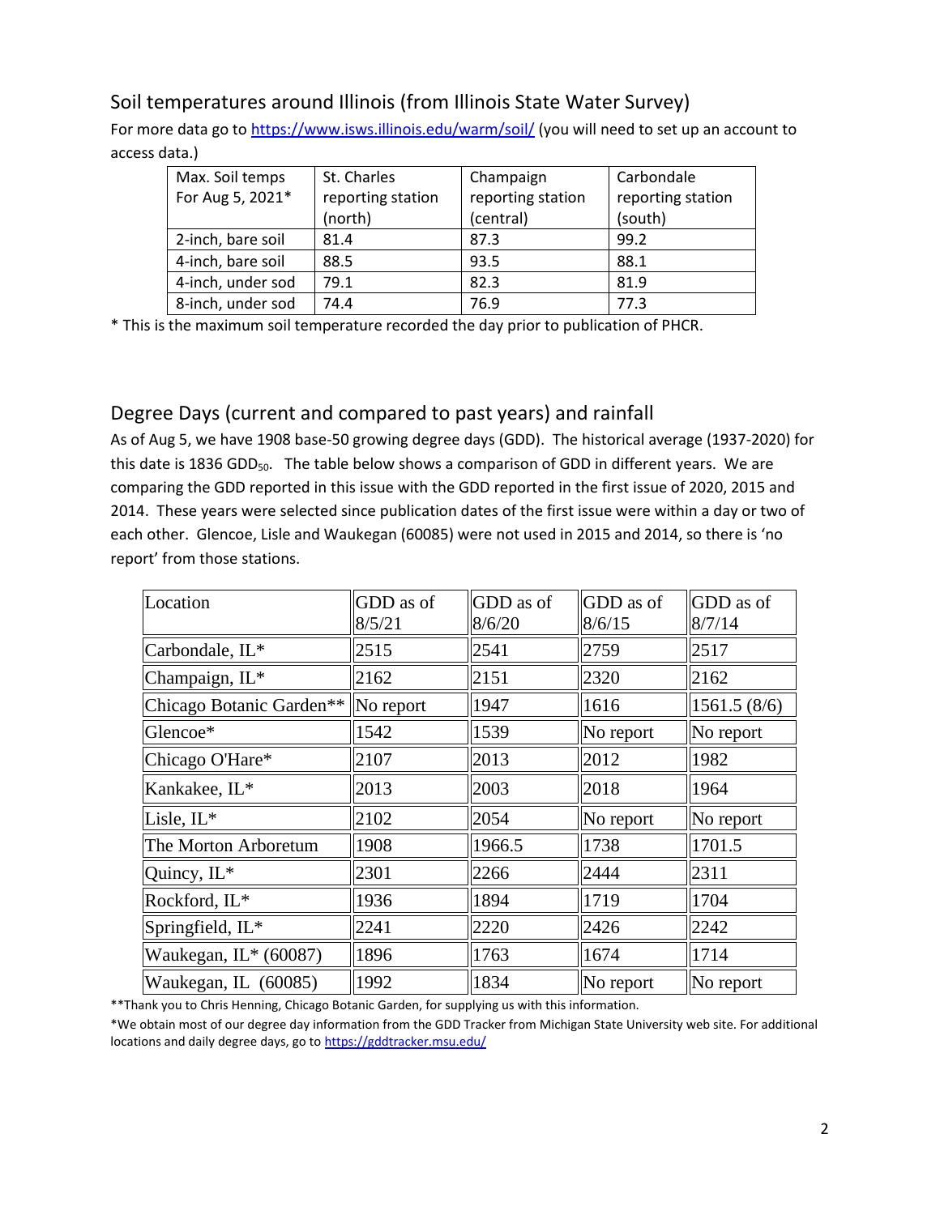## Soil temperatures around Illinois (from Illinois State Water Survey)

For more data go to https://www.isws.illinois.edu/warm/soil/ (you will need to set up an account to access data.)

| Max. Soil temps For Aug 5, 2021* | St. Charles reporting station (north) | Champaign reporting station (central) | Carbondale reporting station (south) |
|---|---|---|---|
| 2-inch, bare soil | 81.4 | 87.3 | 99.2 |
| 4-inch, bare soil | 88.5 | 93.5 | 88.1 |
| 4-inch, under sod | 79.1 | 82.3 | 81.9 |
| 8-inch, under sod | 74.4 | 76.9 | 77.3 |

* This is the maximum soil temperature recorded the day prior to publication of PHCR.

## Degree Days (current and compared to past years) and rainfall

As of Aug 5, we have 1908 base-50 growing degree days (GDD). The historical average (1937-2020) for this date is 1836 $GDD_{50}$. The table below shows a comparison of GDD in different years. We are comparing the GDD reported in this issue with the GDD reported in the first issue of 2020, 2015 and 2014. These years were selected since publication dates of the first issue were within a day or two of each other. Glencoe, Lisle and Waukegan (60085) were not used in 2015 and 2014, so there is 'no report' from those stations.

| Location | GDD as of 8/5/21 | GDD as of 8/6/20 | GDD as of 8/6/15 | GDD as of 8/7/14 |
|---|---|---|---|---|
| Carbondale, IL* | 2515 | 2541 | 2759 | 2517 |
| Champaign, IL* | 2162 | 2151 | 2320 | 2162 |
| Chicago Botanic Garden** | No report | 1947 | 1616 | 1561.5 (8/6) |
| Glencoe* | 1542 | 1539 | No report | No report |
| Chicago O'Hare* | 2107 | 2013 | 2012 | 1982 |
| Kankakee, IL* | 2013 | 2003 | 2018 | 1964 |
| Lisle, IL* | 2102 | 2054 | No report | No report |
| The Morton Arboretum | 1908 | 1966.5 | 1738 | 1701.5 |
| Quincy, IL* | 2301 | 2266 | 2444 | 2311 |
| Rockford, IL* | 1936 | 1894 | 1719 | 1704 |
| Springfield, IL* | 2241 | 2220 | 2426 | 2242 |
| Waukegan, IL* (60087) | 1896 | 1763 | 1674 | 1714 |
| Waukegan, IL (60085) | 1992 | 1834 | No report | No report |

**Thank you to Chris Henning, Chicago Botanic Garden, for supplying us with this information.

*We obtain most of our degree day information from the GDD Tracker from Michigan State University web site. For additional locations and daily degree days, go to https://gddtracker.msu.edu/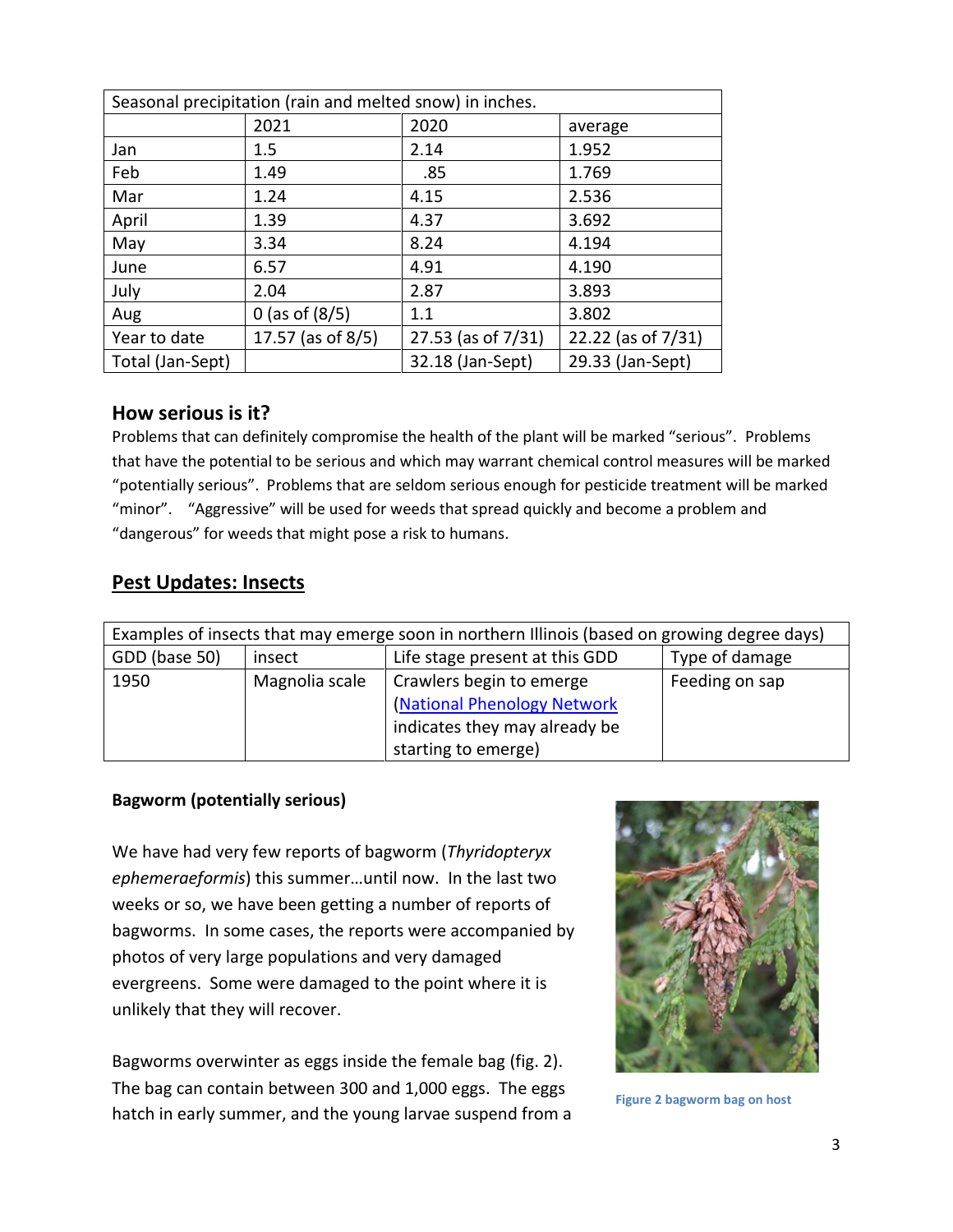| Seasonal precipitation (rain and melted snow) in inches. | | | |
|---|---|---|---|
| | 2021 | 2020 | average |
| Jan | 1.5 | 2.14 | 1.952 |
| Feb | 1.49 | .85 | 1.769 |
| Mar | 1.24 | 4.15 | 2.536 |
| April | 1.39 | 4.37 | 3.692 |
| May | 3.34 | 8.24 | 4.194 |
| June | 6.57 | 4.91 | 4.190 |
| July | 2.04 | 2.87 | 3.893 |
| Aug | 0 (as of (8/5) | 1.1 | 3.802 |
| Year to date | 17.57 (as of 8/5) | 27.53 (as of 7/31) | 22.22 (as of 7/31) |
| Total (Jan-Sept) | | 32.18 (Jan-Sept) | 29.33 (Jan-Sept) |

## How serious is it?

Problems that can definitely compromise the health of the plant will be marked "serious". Problems that have the potential to be serious and which may warrant chemical control measures will be marked "potentially serious". Problems that are seldom serious enough for pesticide treatment will be marked "minor". "Aggressive" will be used for weeds that spread quickly and become a problem and "dangerous" for weeds that might pose a risk to humans.

## Pest Updates: Insects

| Examples of insects that may emerge soon in northern Illinois (based on growing degree days) | | | |
|---|---|---|---|
| GDD (base 50) | insect | Life stage present at this GDD | Type of damage |
| 1950 | Magnolia scale | Crawlers begin to emerge (National Phenology Network indicates they may already be starting to emerge) | Feeding on sap |

**Bagworm (potentially serious)**

We have had very few reports of bagworm (*Thyridopteryx ephemeraeformis*) this summer…until now. In the last two weeks or so, we have been getting a number of reports of bagworms. In some cases, the reports were accompanied by photos of very large populations and very damaged evergreens. Some were damaged to the point where it is unlikely that they will recover.

Figure 2 bagworm bag on host

Bagworms overwinter as eggs inside the female bag (fig. 2). The bag can contain between 300 and 1,000 eggs. The eggs hatch in early summer, and the young larvae suspend from a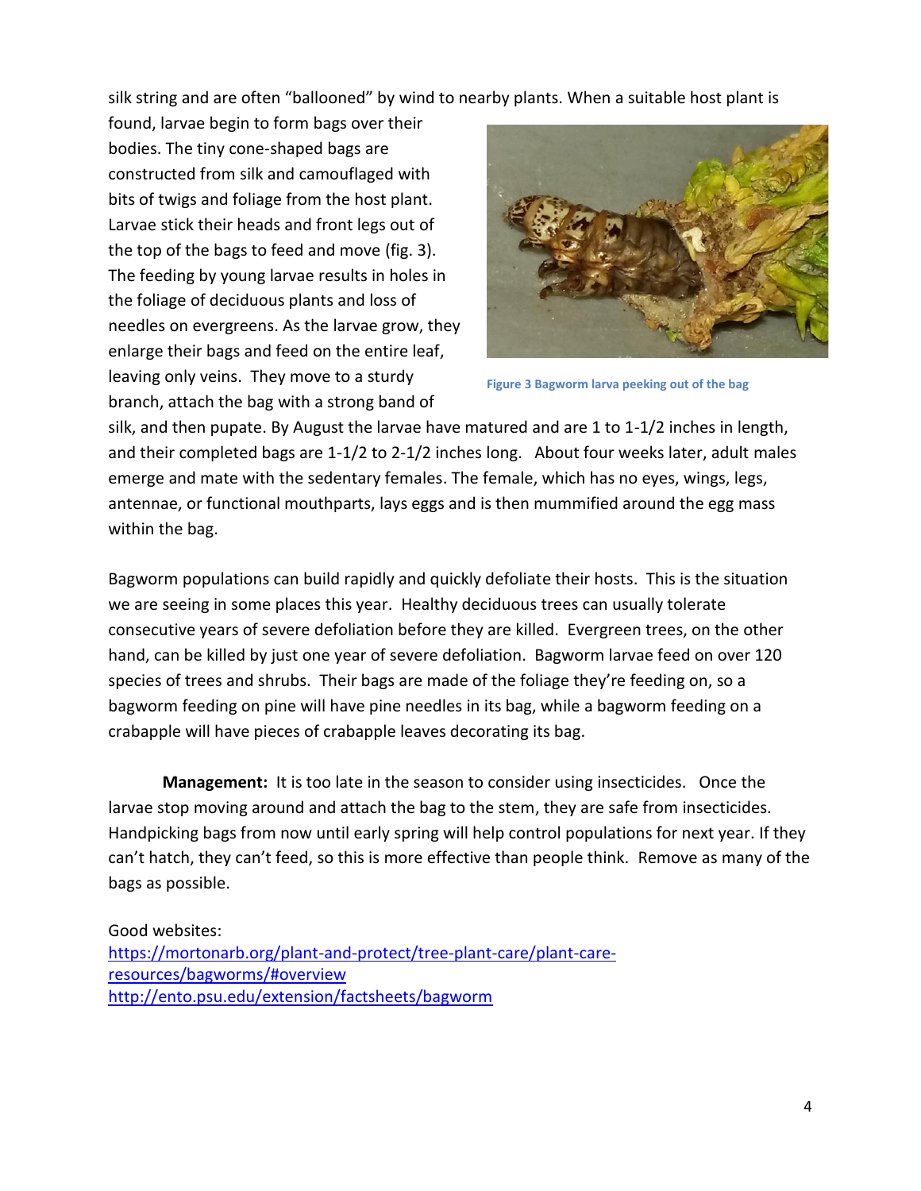silk string and are often "ballooned" by wind to nearby plants. When a suitable host plant is found, larvae begin to form bags over their bodies. The tiny cone-shaped bags are constructed from silk and camouflaged with bits of twigs and foliage from the host plant. Larvae stick their heads and front legs out of the top of the bags to feed and move (fig. 3). The feeding by young larvae results in holes in the foliage of deciduous plants and loss of needles on evergreens. As the larvae grow, they enlarge their bags and feed on the entire leaf, leaving only veins. They move to a sturdy branch, attach the bag with a strong band of silk, and then pupate. By August the larvae have matured and are 1 to 1-1/2 inches in length, and their completed bags are 1-1/2 to 2-1/2 inches long. About four weeks later, adult males emerge and mate with the sedentary females. The female, which has no eyes, wings, legs, antennae, or functional mouthparts, lays eggs and is then mummified around the egg mass within the bag.

**Figure 3 Bagworm larva peeking out of the bag**

Bagworm populations can build rapidly and quickly defoliate their hosts. This is the situation we are seeing in some places this year. Healthy deciduous trees can usually tolerate consecutive years of severe defoliation before they are killed. Evergreen trees, on the other hand, can be killed by just one year of severe defoliation. Bagworm larvae feed on over 120 species of trees and shrubs. Their bags are made of the foliage they're feeding on, so a bagworm feeding on pine will have pine needles in its bag, while a bagworm feeding on a crabapple will have pieces of crabapple leaves decorating its bag.

**Management:** It is too late in the season to consider using insecticides. Once the larvae stop moving around and attach the bag to the stem, they are safe from insecticides. Handpicking bags from now until early spring will help control populations for next year. If they can't hatch, they can't feed, so this is more effective than people think. Remove as many of the bags as possible.

Good websites:
[https://mortonarb.org/plant-and-protect/tree-plant-care/plant-care-resources/bagworms/#overview](https://mortonarb.org/plant-and-protect/tree-plant-care/plant-care-resources/bagworms/#overview)
[http://ento.psu.edu/extension/factsheets/bagworm](http://ento.psu.edu/extension/factsheets/bagworm)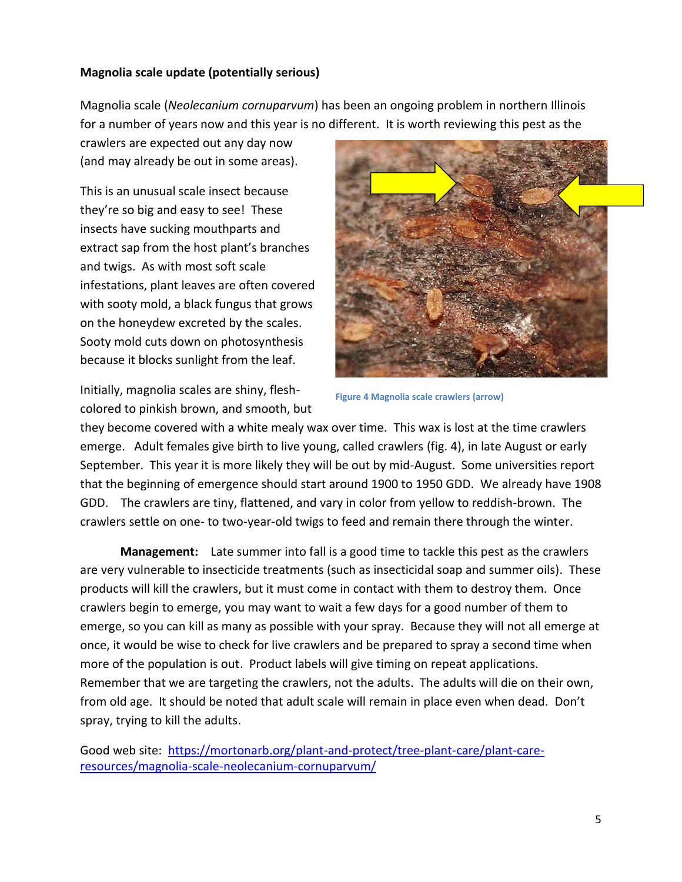**Magnolia scale update (potentially serious)**

Magnolia scale (*Neolecanium cornuparvum*) has been an ongoing problem in northern Illinois for a number of years now and this year is no different. It is worth reviewing this pest as the crawlers are expected out any day now (and may already be out in some areas).

This is an unusual scale insect because they're so big and easy to see! These insects have sucking mouthparts and extract sap from the host plant's branches and twigs. As with most soft scale infestations, plant leaves are often covered with sooty mold, a black fungus that grows on the honeydew excreted by the scales. Sooty mold cuts down on photosynthesis because it blocks sunlight from the leaf.

Figure 4 Magnolia scale crawlers (arrow)

Initially, magnolia scales are shiny, flesh-colored to pinkish brown, and smooth, but they become covered with a white mealy wax over time. This wax is lost at the time crawlers emerge. Adult females give birth to live young, called crawlers (fig. 4), in late August or early September. This year it is more likely they will be out by mid-August. Some universities report that the beginning of emergence should start around 1900 to 1950 GDD. We already have 1908 GDD. The crawlers are tiny, flattened, and vary in color from yellow to reddish-brown. The crawlers settle on one- to two-year-old twigs to feed and remain there through the winter.

**Management:** Late summer into fall is a good time to tackle this pest as the crawlers are very vulnerable to insecticide treatments (such as insecticidal soap and summer oils). These products will kill the crawlers, but it must come in contact with them to destroy them. Once crawlers begin to emerge, you may want to wait a few days for a good number of them to emerge, so you can kill as many as possible with your spray. Because they will not all emerge at once, it would be wise to check for live crawlers and be prepared to spray a second time when more of the population is out. Product labels will give timing on repeat applications. Remember that we are targeting the crawlers, not the adults. The adults will die on their own, from old age. It should be noted that adult scale will remain in place even when dead. Don't spray, trying to kill the adults.

Good web site: [https://mortonarb.org/plant-and-protect/tree-plant-care/plant-care-resources/magnolia-scale-neolecanium-cornuparvum/](https://mortonarb.org/plant-and-protect/tree-plant-care/plant-care-resources/magnolia-scale-neolecanium-cornuparvum/)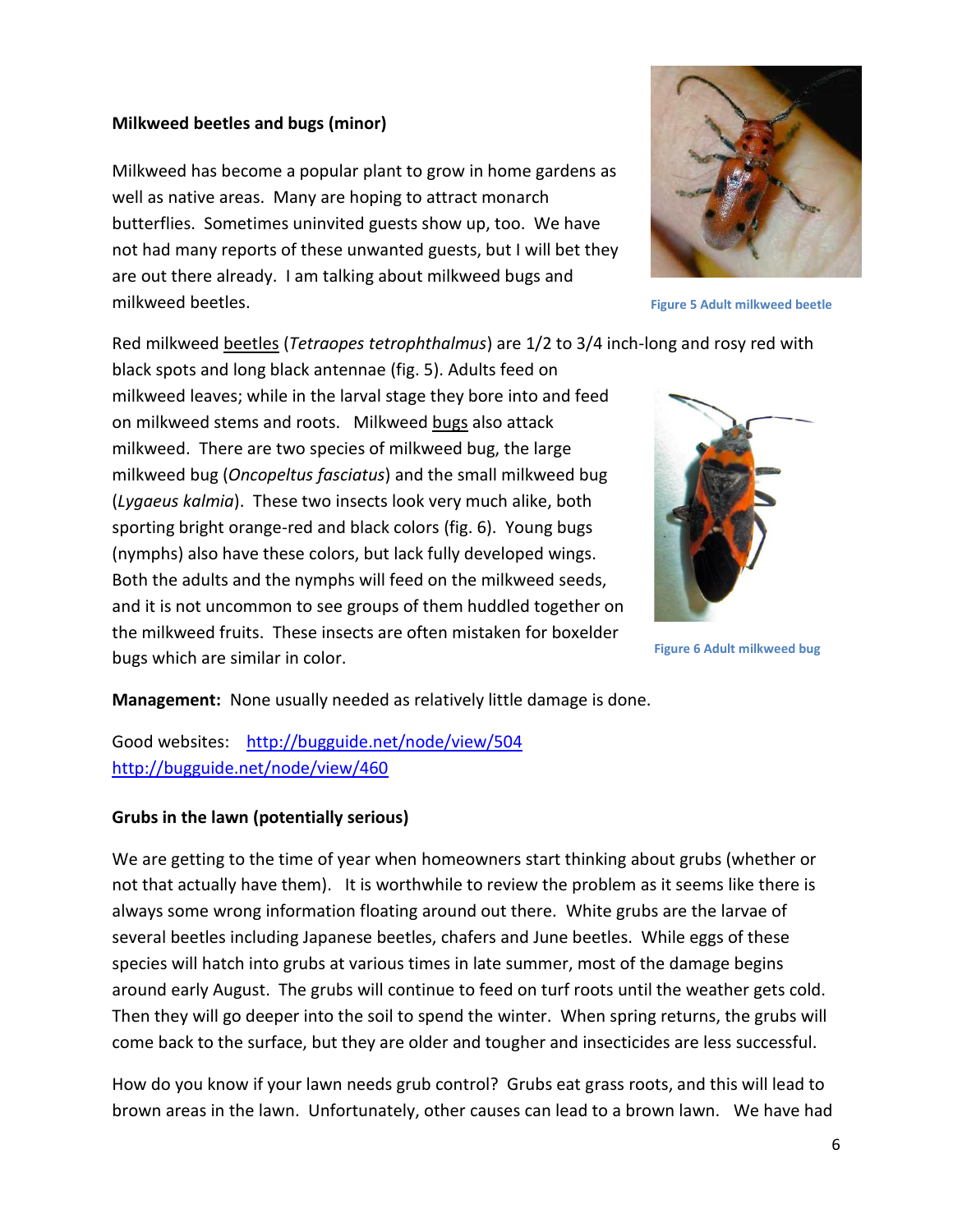**Milkweed beetles and bugs (minor)**

Milkweed has become a popular plant to grow in home gardens as well as native areas. Many are hoping to attract monarch butterflies. Sometimes uninvited guests show up, too. We have not had many reports of these unwanted guests, but I will bet they are out there already. I am talking about milkweed bugs and milkweed beetles.

Figure 5 Adult milkweed beetle

Red milkweed beetles (*Tetraopes tetrophthalmus*) are 1/2 to 3/4 inch-long and rosy red with black spots and long black antennae (fig. 5). Adults feed on milkweed leaves; while in the larval stage they bore into and feed on milkweed stems and roots. Milkweed bugs also attack milkweed. There are two species of milkweed bug, the large milkweed bug (*Oncopeltus fasciatus*) and the small milkweed bug (*Lygaeus kalmia*). These two insects look very much alike, both sporting bright orange-red and black colors (fig. 6). Young bugs (nymphs) also have these colors, but lack fully developed wings. Both the adults and the nymphs will feed on the milkweed seeds, and it is not uncommon to see groups of them huddled together on the milkweed fruits. These insects are often mistaken for boxelder bugs which are similar in color.

Figure 6 Adult milkweed bug

**Management:** None usually needed as relatively little damage is done.

Good websites: http://bugguide.net/node/view/504 http://bugguide.net/node/view/460

**Grubs in the lawn (potentially serious)**

We are getting to the time of year when homeowners start thinking about grubs (whether or not that actually have them). It is worthwhile to review the problem as it seems like there is always some wrong information floating around out there. White grubs are the larvae of several beetles including Japanese beetles, chafers and June beetles. While eggs of these species will hatch into grubs at various times in late summer, most of the damage begins around early August. The grubs will continue to feed on turf roots until the weather gets cold. Then they will go deeper into the soil to spend the winter. When spring returns, the grubs will come back to the surface, but they are older and tougher and insecticides are less successful.

How do you know if your lawn needs grub control? Grubs eat grass roots, and this will lead to brown areas in the lawn. Unfortunately, other causes can lead to a brown lawn. We have had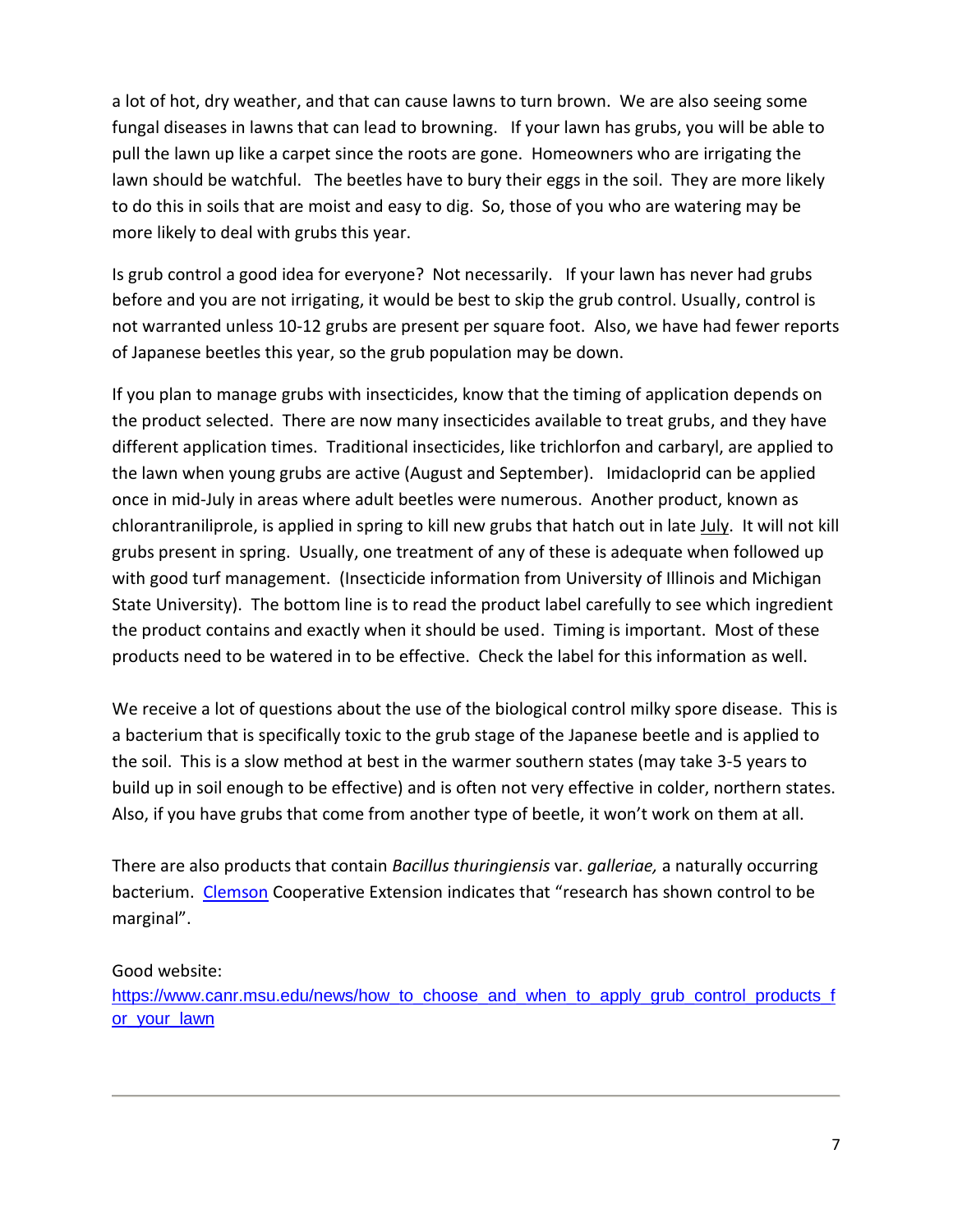a lot of hot, dry weather, and that can cause lawns to turn brown. We are also seeing some fungal diseases in lawns that can lead to browning. If your lawn has grubs, you will be able to pull the lawn up like a carpet since the roots are gone. Homeowners who are irrigating the lawn should be watchful. The beetles have to bury their eggs in the soil. They are more likely to do this in soils that are moist and easy to dig. So, those of you who are watering may be more likely to deal with grubs this year.

Is grub control a good idea for everyone? Not necessarily. If your lawn has never had grubs before and you are not irrigating, it would be best to skip the grub control. Usually, control is not warranted unless 10-12 grubs are present per square foot. Also, we have had fewer reports of Japanese beetles this year, so the grub population may be down.

If you plan to manage grubs with insecticides, know that the timing of application depends on the product selected. There are now many insecticides available to treat grubs, and they have different application times. Traditional insecticides, like trichlorfon and carbaryl, are applied to the lawn when young grubs are active (August and September). Imidacloprid can be applied once in mid-July in areas where adult beetles were numerous. Another product, known as chlorantraniliprole, is applied in spring to kill new grubs that hatch out in late July. It will not kill grubs present in spring. Usually, one treatment of any of these is adequate when followed up with good turf management. (Insecticide information from University of Illinois and Michigan State University). The bottom line is to read the product label carefully to see which ingredient the product contains and exactly when it should be used. Timing is important. Most of these products need to be watered in to be effective. Check the label for this information as well.

We receive a lot of questions about the use of the biological control milky spore disease. This is a bacterium that is specifically toxic to the grub stage of the Japanese beetle and is applied to the soil. This is a slow method at best in the warmer southern states (may take 3-5 years to build up in soil enough to be effective) and is often not very effective in colder, northern states. Also, if you have grubs that come from another type of beetle, it won't work on them at all.

There are also products that contain *Bacillus thuringiensis* var. *galleriae,* a naturally occurring bacterium. Clemson Cooperative Extension indicates that "research has shown control to be marginal".

Good website:
https://www.canr.msu.edu/news/how_to_choose_and_when_to_apply_grub_control_products_for_your_lawn

---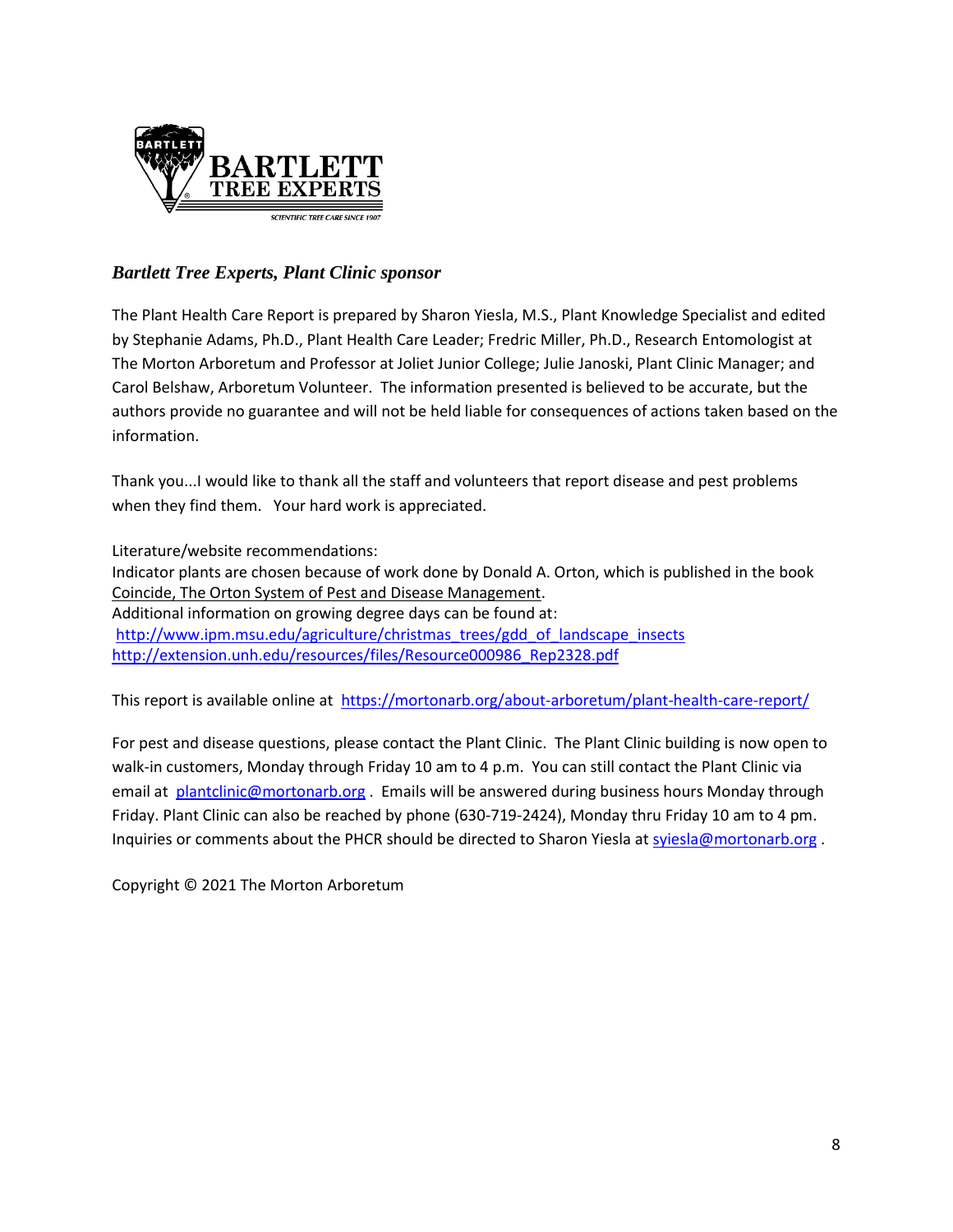*Bartlett Tree Experts, Plant Clinic sponsor*

The Plant Health Care Report is prepared by Sharon Yiesla, M.S., Plant Knowledge Specialist and edited by Stephanie Adams, Ph.D., Plant Health Care Leader; Fredric Miller, Ph.D., Research Entomologist at The Morton Arboretum and Professor at Joliet Junior College; Julie Janoski, Plant Clinic Manager; and Carol Belshaw, Arboretum Volunteer. The information presented is believed to be accurate, but the authors provide no guarantee and will not be held liable for consequences of actions taken based on the information.

Thank you...I would like to thank all the staff and volunteers that report disease and pest problems when they find them. Your hard work is appreciated.

Literature/website recommendations:
Indicator plants are chosen because of work done by Donald A. Orton, which is published in the book Coincide, The Orton System of Pest and Disease Management.
Additional information on growing degree days can be found at:
http://www.ipm.msu.edu/agriculture/christmas_trees/gdd_of_landscape_insects
http://extension.unh.edu/resources/files/Resource000986_Rep2328.pdf

This report is available online at https://mortonarb.org/about-arboretum/plant-health-care-report/

For pest and disease questions, please contact the Plant Clinic. The Plant Clinic building is now open to walk-in customers, Monday through Friday 10 am to 4 p.m. You can still contact the Plant Clinic via email at plantclinic@mortonarb.org . Emails will be answered during business hours Monday through Friday. Plant Clinic can also be reached by phone (630-719-2424), Monday thru Friday 10 am to 4 pm. Inquiries or comments about the PHCR should be directed to Sharon Yiesla at syiesla@mortonarb.org .

Copyright © 2021 The Morton Arboretum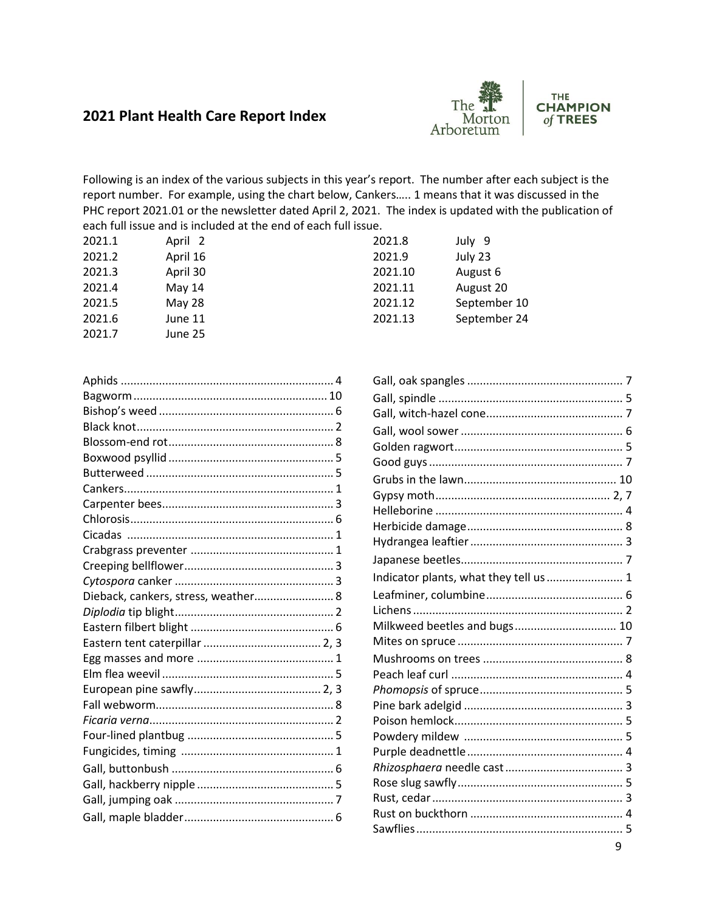## 2021 Plant Health Care Report Index

Following is an index of the various subjects in this year's report. The number after each subject is the report number. For example, using the chart below, Cankers….. 1 means that it was discussed in the PHC report 2021.01 or the newsletter dated April 2, 2021. The index is updated with the publication of each full issue and is included at the end of each full issue.

| | | | |
|---|---|---|---|
| 2021.1 | April 2 | 2021.8 | July 9 |
| 2021.2 | April 16 | 2021.9 | July 23 |
| 2021.3 | April 30 | 2021.10 | August 6 |
| 2021.4 | May 14 | 2021.11 | August 20 |
| 2021.5 | May 28 | 2021.12 | September 10 |
| 2021.6 | June 11 | 2021.13 | September 24 |
| 2021.7 | June 25 | | |

Aphids .......... 4
Bagworm .......... 10
Bishop's weed .......... 6
Black knot .......... 2
Blossom-end rot .......... 8
Boxwood psyllid .......... 5
Butterweed .......... 5
Cankers .......... 1
Carpenter bees .......... 3
Chlorosis .......... 6
Cicadas .......... 1
Crabgrass preventer .......... 1
Creeping bellflower .......... 3
*Cytospora* canker .......... 3
Dieback, cankers, stress, weather .......... 8
*Diplodia* tip blight .......... 2
Eastern filbert blight .......... 6
Eastern tent caterpillar .......... 2, 3
Egg masses and more .......... 1
Elm flea weevil .......... 5
European pine sawfly .......... 2, 3
Fall webworm .......... 8
*Ficaria verna* .......... 2
Four-lined plantbug .......... 5
Fungicides, timing .......... 1
Gall, buttonbush .......... 6
Gall, hackberry nipple .......... 5
Gall, jumping oak .......... 7
Gall, maple bladder .......... 6
Gall, oak spangles .......... 7
Gall, spindle .......... 5
Gall, witch-hazel cone .......... 7
Gall, wool sower .......... 6
Golden ragwort .......... 5
Good guys .......... 7
Grubs in the lawn .......... 10
Gypsy moth .......... 2, 7
Helleborine .......... 4
Herbicide damage .......... 8
Hydrangea leaftier .......... 3
Japanese beetles .......... 7
Indicator plants, what they tell us .......... 1
Leafminer, columbine .......... 6
Lichens .......... 2
Milkweed beetles and bugs .......... 10
Mites on spruce .......... 7
Mushrooms on trees .......... 8
Peach leaf curl .......... 4
*Phomopsis* of spruce .......... 5
Pine bark adelgid .......... 3
Poison hemlock .......... 5
Powdery mildew .......... 5
Purple deadnettle .......... 4
*Rhizosphaera* needle cast .......... 3
Rose slug sawfly .......... 5
Rust, cedar .......... 3
Rust on buckthorn .......... 4
Sawflies .......... 5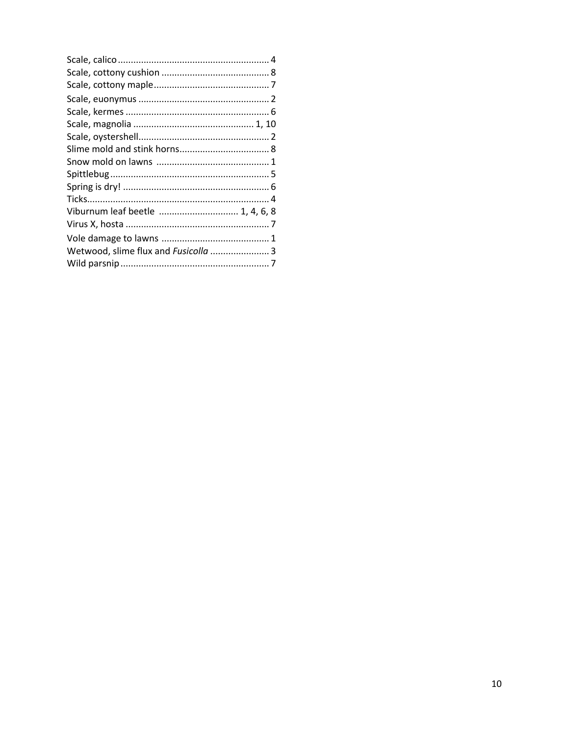Scale, calico .......................................................... 4
Scale, cottony cushion .......................................... 8
Scale, cottony maple ............................................ 7
Scale, euonymus ................................................... 2
Scale, kermes ........................................................ 6
Scale, magnolia ............................................... 1, 10
Scale, oystershell................................................... 2
Slime mold and stink horns................................... 8
Snow mold on lawns ............................................ 1
Spittlebug .............................................................. 5
Spring is dry! ......................................................... 6
Ticks....................................................................... 4
Viburnum leaf beetle .............................. 1, 4, 6, 8
Virus X, hosta ........................................................ 7
Vole damage to lawns .......................................... 1
Wetwood, slime flux and *Fusicolla* ....................... 3
Wild parsnip .......................................................... 7